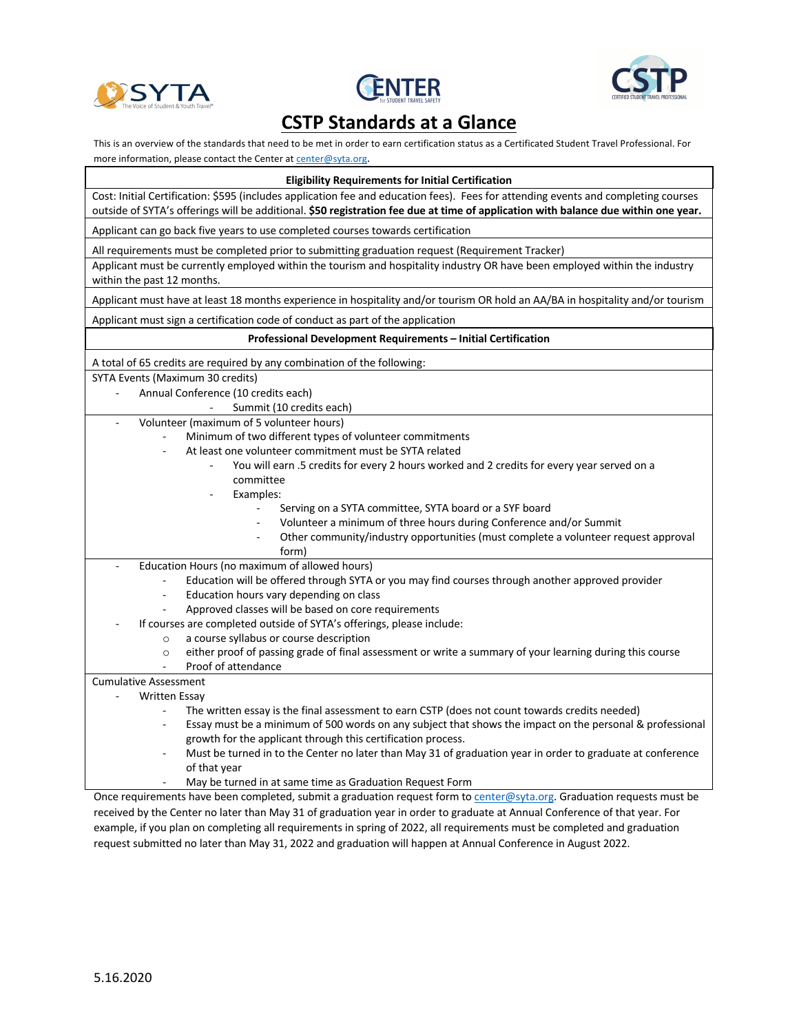# CSTP Standards at a Glance

This is an overview of the standards that need to be met in order to earn certification status as a Certificated Student Travel Professional. For more information, please contact the Center at center@syta.org.

## Eligibility Requirements for Initial Certification

Cost: Initial Certification: $595 (includes application fee and education fees). Fees for attending events and completing courses outside of SYTA's offerings will be additional. **$50 registration fee due at time of application with balance due within one year.**

Applicant can go back five years to use completed courses towards certification

All requirements must be completed prior to submitting graduation request (Requirement Tracker)

Applicant must be currently employed within the tourism and hospitality industry OR have been employed within the industry within the past 12 months.

Applicant must have at least 18 months experience in hospitality and/or tourism OR hold an AA/BA in hospitality and/or tourism

Applicant must sign a certification code of conduct as part of the application

## Professional Development Requirements – Initial Certification

A total of 65 credits are required by any combination of the following:

SYTA Events (Maximum 30 credits)

- Annual Conference (10 credits each)
  - Summit (10 credits each)

- Volunteer (maximum of 5 volunteer hours)
  - Minimum of two different types of volunteer commitments
  - At least one volunteer commitment must be SYTA related
    - You will earn .5 credits for every 2 hours worked and 2 credits for every year served on a committee
    - Examples:
      - Serving on a SYTA committee, SYTA board or a SYF board
      - Volunteer a minimum of three hours during Conference and/or Summit
      - Other community/industry opportunities (must complete a volunteer request approval form)

- Education Hours (no maximum of allowed hours)
  - Education will be offered through SYTA or you may find courses through another approved provider
  - Education hours vary depending on class
  - Approved classes will be based on core requirements
- If courses are completed outside of SYTA's offerings, please include:
  - a course syllabus or course description
  - either proof of passing grade of final assessment or write a summary of your learning during this course
  - Proof of attendance

Cumulative Assessment

- Written Essay
  - The written essay is the final assessment to earn CSTP (does not count towards credits needed)
  - Essay must be a minimum of 500 words on any subject that shows the impact on the personal & professional growth for the applicant through this certification process.
  - Must be turned in to the Center no later than May 31 of graduation year in order to graduate at conference of that year
  - May be turned in at same time as Graduation Request Form

Once requirements have been completed, submit a graduation request form to center@syta.org. Graduation requests must be received by the Center no later than May 31 of graduation year in order to graduate at Annual Conference of that year. For example, if you plan on completing all requirements in spring of 2022, all requirements must be completed and graduation request submitted no later than May 31, 2022 and graduation will happen at Annual Conference in August 2022.

5.16.2020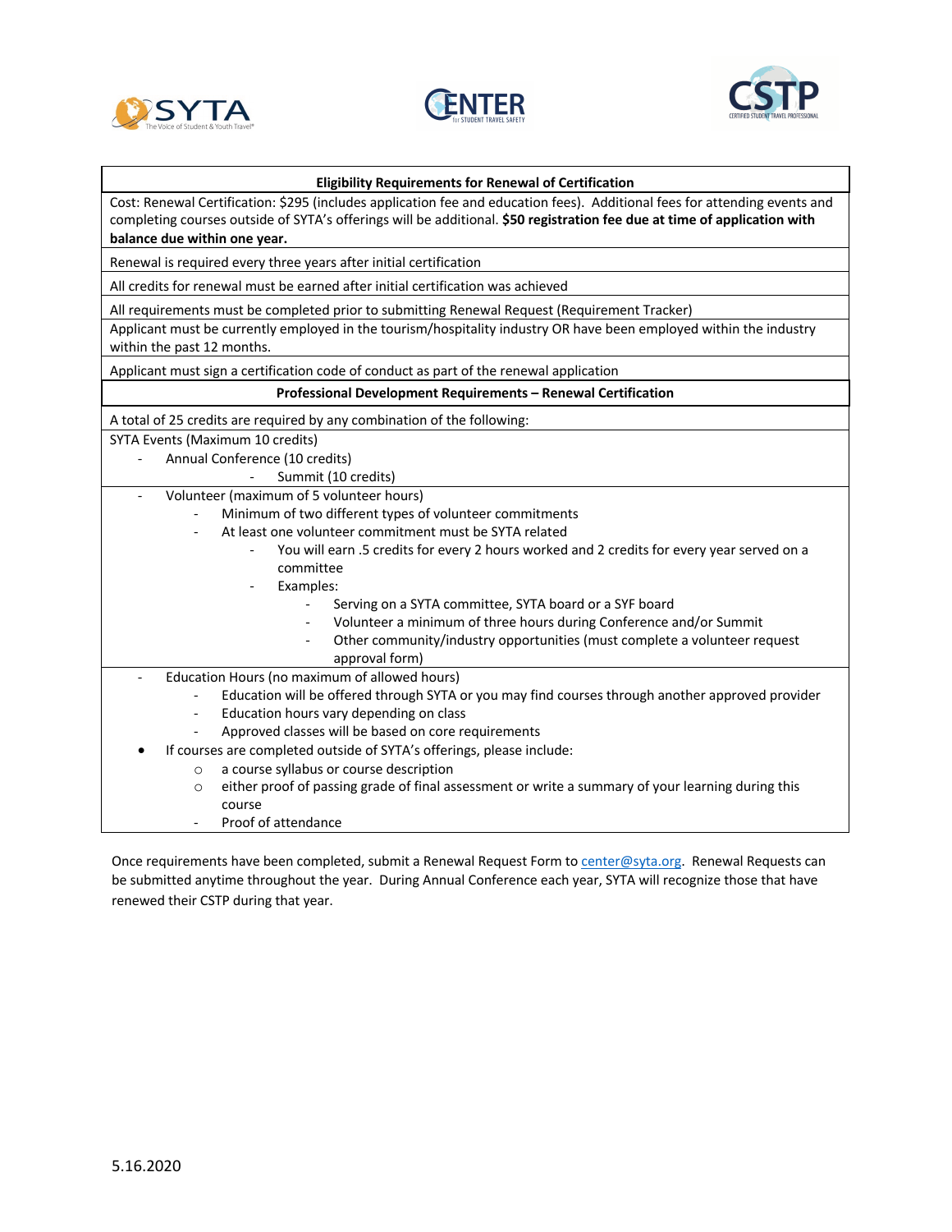SYTA The Voice of Student & Youth Travel® CENTER for STUDENT TRAVEL SAFETY CSTP CERTIFIED STUDENT TRAVEL PROFESSIONAL

**Eligibility Requirements for Renewal of Certification**

Cost: Renewal Certification: $295 (includes application fee and education fees). Additional fees for attending events and completing courses outside of SYTA's offerings will be additional. **$50 registration fee due at time of application with balance due within one year.**

Renewal is required every three years after initial certification

All credits for renewal must be earned after initial certification was achieved

All requirements must be completed prior to submitting Renewal Request (Requirement Tracker)

Applicant must be currently employed in the tourism/hospitality industry OR have been employed within the industry within the past 12 months.

Applicant must sign a certification code of conduct as part of the renewal application

**Professional Development Requirements – Renewal Certification**

A total of 25 credits are required by any combination of the following:

SYTA Events (Maximum 10 credits)

- Annual Conference (10 credits)
    - Summit (10 credits)

- Volunteer (maximum of 5 volunteer hours)
    - Minimum of two different types of volunteer commitments
    - At least one volunteer commitment must be SYTA related
        - You will earn .5 credits for every 2 hours worked and 2 credits for every year served on a committee
        - Examples:
            - Serving on a SYTA committee, SYTA board or a SYF board
            - Volunteer a minimum of three hours during Conference and/or Summit
            - Other community/industry opportunities (must complete a volunteer request approval form)

- Education Hours (no maximum of allowed hours)
    - Education will be offered through SYTA or you may find courses through another approved provider
    - Education hours vary depending on class
    - Approved classes will be based on core requirements
- If courses are completed outside of SYTA's offerings, please include:
    - a course syllabus or course description
    - either proof of passing grade of final assessment or write a summary of your learning during this course
    - Proof of attendance

Once requirements have been completed, submit a Renewal Request Form to center@syta.org. Renewal Requests can be submitted anytime throughout the year. During Annual Conference each year, SYTA will recognize those that have renewed their CSTP during that year.

5.16.2020